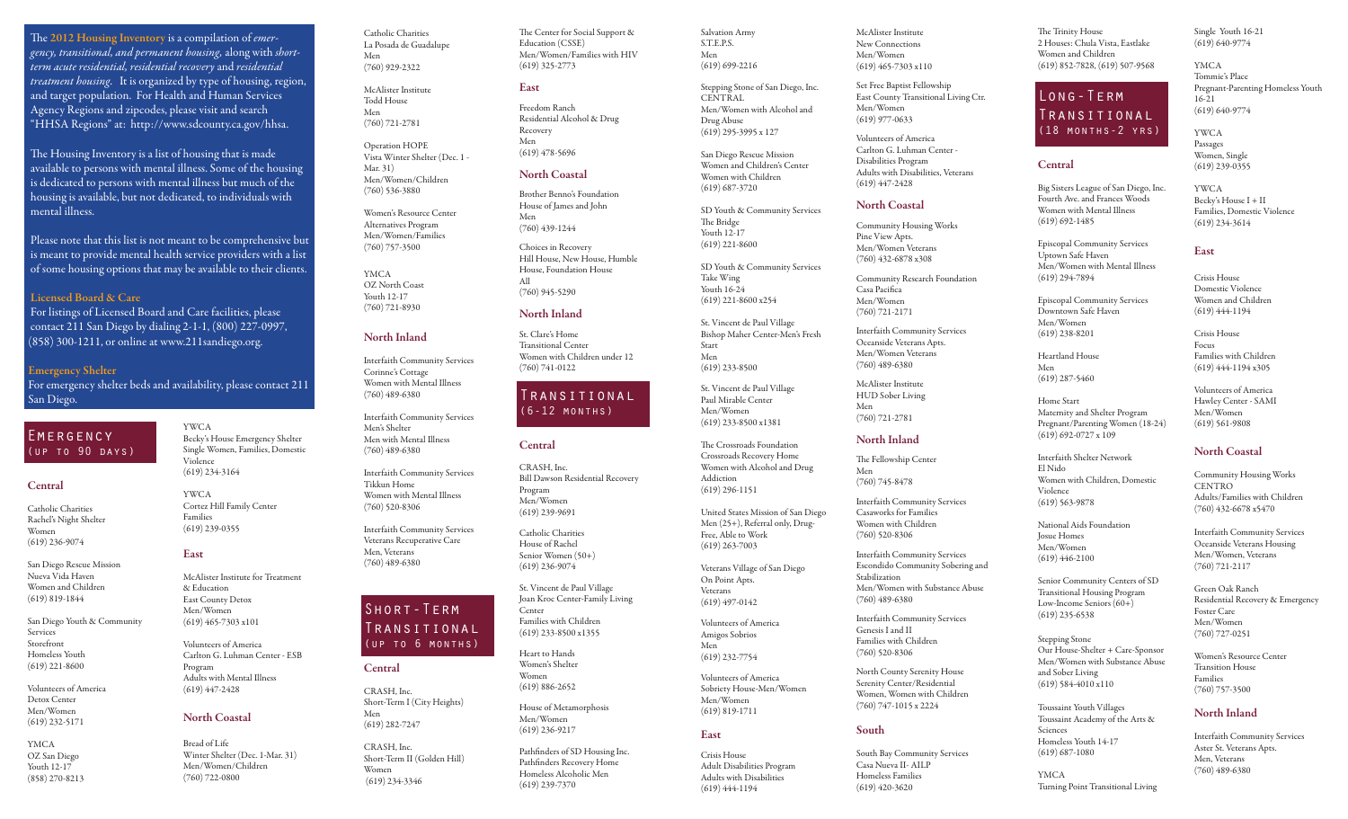The **2012 Housing Inventory** is a compilation of *emergency, transitional, and permanent housing*, along with *short-term acute residential, residential recovery* and *residential treatment housing*. It is organized by type of housing, region, and target population. For Health and Human Services Agency Regions and zipcodes, please visit and search "HHSA Regions" at: http://www.sdcounty.ca.gov/hhsa.

The Housing Inventory is a list of housing that is made available to persons with mental illness. Some of the housing is dedicated to persons with mental illness but much of the housing is available, but not dedicated, to individuals with mental illness.

Please note that this list is not meant to be comprehensive but is meant to provide mental health service providers with a list of some housing options that may be available to their clients.

**Licensed Board & Care**

For listings of Licensed Board and Care facilities, please contact 211 San Diego by dialing 2-1-1, (800) 227-0997, (858) 300-1211, or online at www.211sandiego.org.

**Emergency Shelter**

For emergency shelter beds and availability, please contact 211 San Diego.

## Emergency (up to 90 days)

### Central

Catholic Charities
Rachel's Night Shelter
Women
(619) 236-9074

San Diego Rescue Mission
Nueva Vida Haven
Women and Children
(619) 819-1844

San Diego Youth & Community Services
Storefront
Homeless Youth
(619) 221-8600

Volunteers of America
Detox Center
Men/Women
(619) 232-5171

YMCA
OZ San Diego
Youth 12-17
(858) 270-8213

YWCA
Becky's House Emergency Shelter
Single Women, Families, Domestic Violence
(619) 234-3164

YWCA
Cortez Hill Family Center
Families
(619) 239-0355

### East

McAlister Institute for Treatment & Education
East County Detox
Men/Women
(619) 465-7303 x101

Volunteers of America
Carlton G. Luhman Center - ESB Program
Adults with Mental Illness
(619) 447-2428

### North Coastal

Bread of Life
Winter Shelter (Dec. 1-Mar. 31)
Men/Women/Children
(760) 722-0800

Catholic Charities
La Posada de Guadalupe
Men
(760) 929-2322

McAlister Institute
Todd House
Men
(760) 721-2781

Operation HOPE
Vista Winter Shelter (Dec. 1 - Mar. 31)
Men/Women/Children
(760) 536-3880

Women's Resource Center
Alternatives Program
Men/Women/Families
(760) 757-3500

YMCA
OZ North Coast
Youth 12-17
(760) 721-8930

### North Inland

Interfaith Community Services
Corinne's Cottage
Women with Mental Illness
(760) 489-6380

Interfaith Community Services
Men's Shelter
Men with Mental Illness
(760) 489-6380

Interfaith Community Services
Tikkun Home
Women with Mental Illness
(760) 520-8306

Interfaith Community Services
Veterans Recuperative Care
Men, Veterans
(760) 489-6380

## Short-Term Transitional (up to 6 months)

### Central

CRASH, Inc.
Short-Term I (City Heights)
Men
(619) 282-7247

CRASH, Inc.
Short-Term II (Golden Hill)
Women
(619) 234-3346

The Center for Social Support & Education (CSSE)
Men/Women/Families with HIV
(619) 325-2773

### East

Freedom Ranch
Residential Alcohol & Drug Recovery
Men
(619) 478-5696

### North Coastal

Brother Benno's Foundation
House of James and John
Men
(760) 439-1244

Choices in Recovery
Hill House, New House, Humble House, Foundation House
All
(760) 945-5290

### North Inland

St. Clare's Home
Transitional Center
Women with Children under 12
(760) 741-0122

## Transitional (6-12 months)

### Central

CRASH, Inc.
Bill Dawson Residential Recovery Program
Men/Women
(619) 239-9691

Catholic Charities
House of Rachel
Senior Women (50+)
(619) 236-9074

St. Vincent de Paul Village
Joan Kroc Center-Family Living Center
Families with Children
(619) 233-8500 x1355

Heart to Hands
Women's Shelter
Women
(619) 886-2652

House of Metamorphosis
Men/Women
(619) 236-9217

Pathfinders of SD Housing Inc.
Pathfinders Recovery Home
Homeless Alcoholic Men
(619) 239-7370

Salvation Army
S.T.E.P.S.
Men
(619) 699-2216

Stepping Stone of San Diego, Inc.
CENTRAL
Men/Women with Alcohol and Drug Abuse
(619) 295-3995 x 127

San Diego Rescue Mission
Women and Children's Center
Women with Children
(619) 687-3720

SD Youth & Community Services
The Bridge
Youth 12-17
(619) 221-8600

SD Youth & Community Services
Take Wing
Youth 16-24
(619) 221-8600 x254

St. Vincent de Paul Village
Bishop Maher Center-Men's Fresh Start
Men
(619) 233-8500

St. Vincent de Paul Village
Paul Mirable Center
Men/Women
(619) 233-8500 x1381

The Crossroads Foundation
Crossroads Recovery Home
Women with Alcohol and Drug Addiction
(619) 296-1151

United States Mission of San Diego
Men (25+), Referral only, Drug-Free, Able to Work
(619) 263-7003

Veterans Village of San Diego
On Point Apts.
Veterans
(619) 497-0142

Volunteers of America
Amigos Sobrios
Men
(619) 232-7754

Volunteers of America
Sobriety House-Men/Women
Men/Women
(619) 819-1711

### East

Crisis House
Adult Disabilities Program
Adults with Disabilities
(619) 444-1194

McAlister Institute
New Connections
Men/Women
(619) 465-7303 x110

Set Free Baptist Fellowship
East County Transitional Living Ctr.
Men/Women
(619) 977-0633

Volunteers of America
Carlton G. Luhman Center - Disabilities Program
Adults with Disabilities, Veterans
(619) 447-2428

### North Coastal

Community Housing Works
Pine View Apts.
Men/Women Veterans
(760) 432-6878 x308

Community Research Foundation
Casa Pacifica
Men/Women
(760) 721-2171

Interfaith Community Services
Oceanside Veterans Apts.
Men/Women Veterans
(760) 489-6380

McAlister Institute
HUD Sober Living
Men
(760) 721-2781

### North Inland

The Fellowship Center
Men
(760) 745-8478

Interfaith Community Services
Casaworks for Families
Women with Children
(760) 520-8306

Interfaith Community Services
Escondido Community Sobering and Stabilization
Men/Women with Substance Abuse
(760) 489-6380

Interfaith Community Services
Genesis I and II
Families with Children
(760) 520-8306

North County Serenity House
Serenity Center/Residential
Women, Women with Children
(760) 747-1015 x 2224

### South

South Bay Community Services
Casa Nueva II- AILP
Homeless Families
(619) 420-3620

The Trinity House
2 Houses: Chula Vista, Eastlake
Women and Children
(619) 852-7828, (619) 507-9568

## Long-Term Transitional (18 months-2 yrs)

### Central

Big Sisters League of San Diego, Inc.
Fourth Ave. and Frances Woods
Women with Mental Illness
(619) 692-1485

Episcopal Community Services
Uptown Safe Haven
Men/Women with Mental Illness
(619) 294-7894

Episcopal Community Services
Downtown Safe Haven
Men/Women
(619) 238-8201

Heartland House
Men
(619) 287-5460

Home Start
Maternity and Shelter Program
Pregnant/Parenting Women (18-24)
(619) 692-0727 x 109

Interfaith Shelter Network
El Nido
Women with Children, Domestic Violence
(619) 563-9878

National Aids Foundation
Josue Homes
Men/Women
(619) 446-2100

Senior Community Centers of SD
Transitional Housing Program
Low-Income Seniors (60+)
(619) 235-6538

Stepping Stone
Our House-Shelter + Care-Sponsor
Men/Women with Substance Abuse and Sober Living
(619) 584-4010 x110

Toussaint Youth Villages
Toussaint Academy of the Arts & Sciences
Homeless Youth 14-17
(619) 687-1080

YMCA
Turning Point Transitional Living
Single Youth 16-21
(619) 640-9774

YMCA
Tommie's Place
Pregnant-Parenting Homeless Youth 16-21
(619) 640-9774

YWCA
Passages
Women, Single
(619) 239-0355

YWCA
Becky's House I + II
Families, Domestic Violence
(619) 234-3614

### East

Crisis House
Domestic Violence
Women and Children
(619) 444-1194

Crisis House
Focus
Families with Children
(619) 444-1194 x305

Volunteers of America
Hawley Center - SAMI
Men/Women
(619) 561-9808

### North Coastal

Community Housing Works
CENTRO
Adults/Families with Children
(760) 432-6678 x5470

Interfaith Community Services
Oceanside Veterans Housing
Men/Women, Veterans
(760) 721-2117

Green Oak Ranch
Residential Recovery & Emergency Foster Care
Men/Women
(760) 727-0251

Women's Resource Center
Transition House
Families
(760) 757-3500

### North Inland

Interfaith Community Services
Aster St. Veterans Apts.
Men, Veterans
(760) 489-6380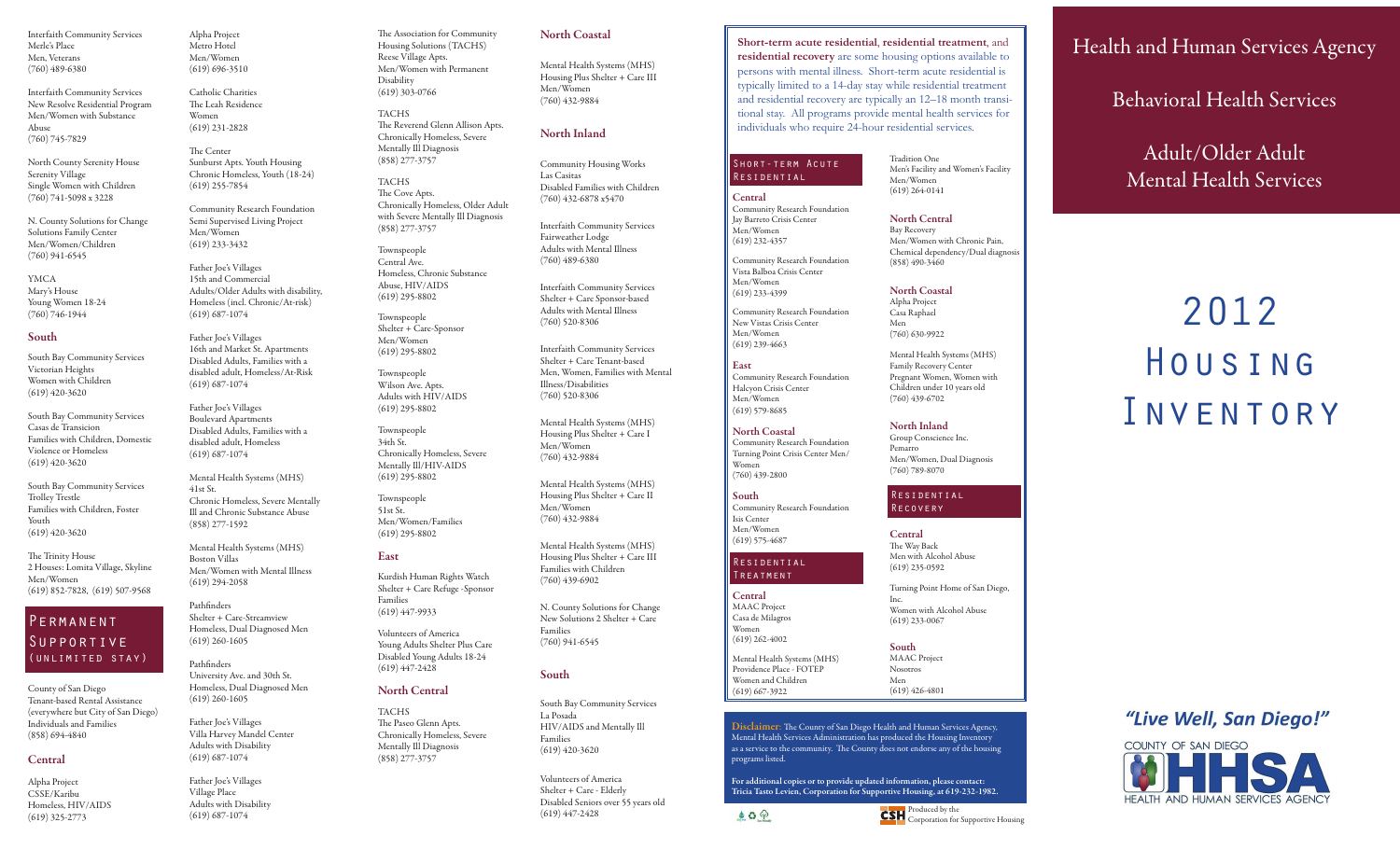Interfaith Community Services
Merle's Place
Men, Veterans
(760) 489-6380

Interfaith Community Services
New Resolve Residential Program
Men/Women with Substance Abuse
(760) 745-7829

North County Serenity House
Serenity Village
Single Women with Children
(760) 741-5098 x 3228

N. County Solutions for Change
Solutions Family Center
Men/Women/Children
(760) 941-6545

YMCA
Mary's House
Young Women 18-24
(760) 746-1944

## South

South Bay Community Services
Victorian Heights
Women with Children
(619) 420-3620

South Bay Community Services
Casas de Transicion
Families with Children, Domestic Violence or Homeless
(619) 420-3620

South Bay Community Services
Trolley Trestle
Families with Children, Foster Youth
(619) 420-3620

The Trinity House
2 Houses: Lomita Village, Skyline
Men/Women
(619) 852-7828, (619) 507-9568

## Permanent Supportive (unlimited stay)

County of San Diego
Tenant-based Rental Assistance (everywhere but City of San Diego)
Individuals and Families
(858) 694-4840

## Central

Alpha Project
CSSE/Karibu
Homeless, HIV/AIDS
(619) 325-2773

Alpha Project
Metro Hotel
Men/Women
(619) 696-3510

Catholic Charities
The Leah Residence
Women
(619) 231-2828

The Center
Sunburst Apts. Youth Housing
Chronic Homeless, Youth (18-24)
(619) 255-7854

Community Research Foundation
Semi Supervised Living Project
Men/Women
(619) 233-3432

Father Joe's Villages
15th and Commercial
Adults/Older Adults with disability, Homeless (incl. Chronic/At-risk)
(619) 687-1074

Father Joe's Villages
16th and Market St. Apartments
Disabled Adults, Families with a disabled adult, Homeless/At-Risk
(619) 687-1074

Father Joe's Villages
Boulevard Apartments
Disabled Adults, Families with a disabled adult, Homeless
(619) 687-1074

Mental Health Systems (MHS)
41st St.
Chronic Homeless, Severe Mentally Ill and Chronic Substance Abuse
(858) 277-1592

Mental Health Systems (MHS)
Boston Villas
Men/Women with Mental Illness
(619) 294-2058

Pathfinders
Shelter + Care-Streamview
Homeless, Dual Diagnosed Men
(619) 260-1605

Pathfinders
University Ave. and 30th St.
Homeless, Dual Diagnosed Men
(619) 260-1605

Father Joe's Villages
Villa Harvey Mandel Center
Adults with Disability
(619) 687-1074

Father Joe's Villages
Village Place
Adults with Disability
(619) 687-1074

The Association for Community Housing Solutions (TACHS)
Reese Village Apts.
Men/Women with Permanent Disability
(619) 303-0766

TACHS
The Reverend Glenn Allison Apts.
Chronically Homeless, Severe Mentally Ill Diagnosis
(858) 277-3757

TACHS
The Cove Apts.
Chronically Homeless, Older Adult with Severe Mentally Ill Diagnosis
(858) 277-3757

Townspeople
Central Ave.
Homeless, Chronic Substance Abuse, HIV/AIDS
(619) 295-8802

Townspeople
Shelter + Care-Sponsor
Men/Women
(619) 295-8802

Townspeople
Wilson Ave. Apts.
Adults with HIV/AIDS
(619) 295-8802

Townspeople
34th St.
Chronically Homeless, Severe Mentally Ill/HIV-AIDS
(619) 295-8802

Townspeople
51st St.
Men/Women/Families
(619) 295-8802

## East

Kurdish Human Rights Watch
Shelter + Care Refuge -Sponsor
Families
(619) 447-9933

Volunteers of America
Young Adults Shelter Plus Care
Disabled Young Adults 18-24
(619) 447-2428

## North Central

TACHS
The Paseo Glenn Apts.
Chronically Homeless, Severe Mentally Ill Diagnosis
(858) 277-3757

## North Coastal

Mental Health Systems (MHS)
Housing Plus Shelter + Care III
Men/Women
(760) 432-9884

## North Inland

Community Housing Works
Las Casitas
Disabled Families with Children
(760) 432-6878 x5470

Interfaith Community Services
Fairweather Lodge
Adults with Mental Illness
(760) 489-6380

Interfaith Community Services
Shelter + Care Sponsor-based
Adults with Mental Illness
(760) 520-8306

Interfaith Community Services
Shelter + Care Tenant-based
Men, Women, Families with Mental Illness/Disabilities
(760) 520-8306

Mental Health Systems (MHS)
Housing Plus Shelter + Care I
Men/Women
(760) 432-9884

Mental Health Systems (MHS)
Housing Plus Shelter + Care II
Men/Women
(760) 432-9884

Mental Health Systems (MHS)
Housing Plus Shelter + Care III
Families with Children
(760) 439-6902

N. County Solutions for Change
New Solutions 2 Shelter + Care
Families
(760) 941-6545

## South

South Bay Community Services
La Posada
HIV/AIDS and Mentally Ill
Families
(619) 420-3620

Volunteers of America
Shelter + Care - Elderly
Disabled Seniors over 55 years old
(619) 447-2428

**Short-term acute residential**, **residential treatment**, and **residential recovery** are some housing options available to persons with mental illness. Short-term acute residential is typically limited to a 14-day stay while residential treatment and residential recovery are typically an 12–18 month transitional stay. All programs provide mental health services for individuals who require 24-hour residential services.

## Short-term Acute Residential

### Central

Community Research Foundation
Jay Barreto Crisis Center
Men/Women
(619) 232-4357

Community Research Foundation
Vista Balboa Crisis Center
Men/Women
(619) 233-4399

Community Research Foundation
New Vistas Crisis Center
Men/Women
(619) 239-4663

### East

Community Research Foundation
Halcyon Crisis Center
Men/Women
(619) 579-8685

### North Coastal

Community Research Foundation
Turning Point Crisis Center Men/Women
(760) 439-2800

### South

Community Research Foundation
Isis Center
Men/Women
(619) 575-4687

## Residential Treatment

### Central

MAAC Project
Casa de Milagros
Women
(619) 262-4002

Mental Health Systems (MHS)
Providence Place - FOTEP
Women and Children
(619) 667-3922

Tradition One
Men's Facility and Women's Facility
Men/Women
(619) 264-0141

### North Central

Bay Recovery
Men/Women with Chronic Pain, Chemical dependency/Dual diagnosis
(858) 490-3460

### North Coastal

Alpha Project
Casa Raphael
Men
(760) 630-9922

Mental Health Systems (MHS)
Family Recovery Center
Pregnant Women, Women with Children under 10 years old
(760) 439-6702

### North Inland

Group Conscience Inc.
Pemarro
Men/Women, Dual Diagnosis
(760) 789-8070

## Residential Recovery

### Central

The Way Back
Men with Alcohol Abuse
(619) 235-0592

Turning Point Home of San Diego, Inc.
Women with Alcohol Abuse
(619) 233-0067

### South

MAAC Project
Nosotros
Men
(619) 426-4801

**Disclaimer:** The County of San Diego Health and Human Services Agency, Mental Health Services Administration has produced the Housing Inventory as a service to the community. The County does not endorse any of the housing programs listed.

**For additional copies or to provide updated information, please contact: Tricia Tasto Levien, Corporation for Supportive Housing, at 619-232-1982.**

Produced by the Corporation for Supportive Housing

# Health and Human Services Agency

## Behavioral Health Services

## Adult/Older Adult Mental Health Services

# 2012 Housing Inventory

*"Live Well, San Diego!"*

COUNTY OF SAN DIEGO
HHSA
HEALTH AND HUMAN SERVICES AGENCY